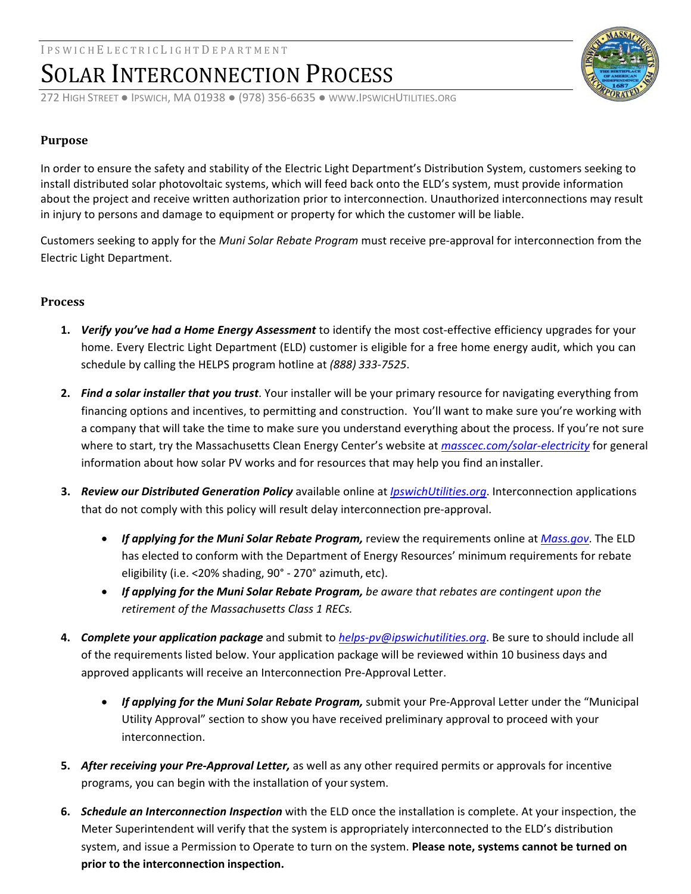IPSWICH ELECTRIC LIGHT DEPARTMENT

# SOLAR INTERCONNECTION PROCESS

272 HIGH STREET ● IPSWICH, MA 01938 ● (978) 356-6635 ● WWW.IPSWICHUTILITIES.ORG

## Purpose

In order to ensure the safety and stability of the Electric Light Department's Distribution System, customers seeking to install distributed solar photovoltaic systems, which will feed back onto the ELD's system, must provide information about the project and receive written authorization prior to interconnection. Unauthorized interconnections may result in injury to persons and damage to equipment or property for which the customer will be liable.

Customers seeking to apply for the *Muni Solar Rebate Program* must receive pre-approval for interconnection from the Electric Light Department.

## Process

1. ***Verify you've had a Home Energy Assessment*** to identify the most cost-effective efficiency upgrades for your home. Every Electric Light Department (ELD) customer is eligible for a free home energy audit, which you can schedule by calling the HELPS program hotline at *(888) 333-7525*.

2. ***Find a solar installer that you trust***. Your installer will be your primary resource for navigating everything from financing options and incentives, to permitting and construction. You'll want to make sure you're working with a company that will take the time to make sure you understand everything about the process. If you're not sure where to start, try the Massachusetts Clean Energy Center's website at *masscec.com/solar-electricity* for general information about how solar PV works and for resources that may help you find an installer.

3. ***Review our Distributed Generation Policy*** available online at *IpswichUtilities.org*. Interconnection applications that do not comply with this policy will result delay interconnection pre-approval.

   - ***If applying for the Muni Solar Rebate Program,*** review the requirements online at *Mass.gov*. The ELD has elected to conform with the Department of Energy Resources' minimum requirements for rebate eligibility (i.e. <20% shading, 90° - 270° azimuth, etc).
   - ***If applying for the Muni Solar Rebate Program,*** *be aware that rebates are contingent upon the retirement of the Massachusetts Class 1 RECs.*

4. ***Complete your application package*** and submit to *helps-pv@ipswichutilities.org*. Be sure to should include all of the requirements listed below. Your application package will be reviewed within 10 business days and approved applicants will receive an Interconnection Pre-Approval Letter.

   - ***If applying for the Muni Solar Rebate Program,*** submit your Pre-Approval Letter under the "Municipal Utility Approval" section to show you have received preliminary approval to proceed with your interconnection.

5. ***After receiving your Pre-Approval Letter,*** as well as any other required permits or approvals for incentive programs, you can begin with the installation of your system.

6. ***Schedule an Interconnection Inspection*** with the ELD once the installation is complete. At your inspection, the Meter Superintendent will verify that the system is appropriately interconnected to the ELD's distribution system, and issue a Permission to Operate to turn on the system. **Please note, systems cannot be turned on prior to the interconnection inspection.**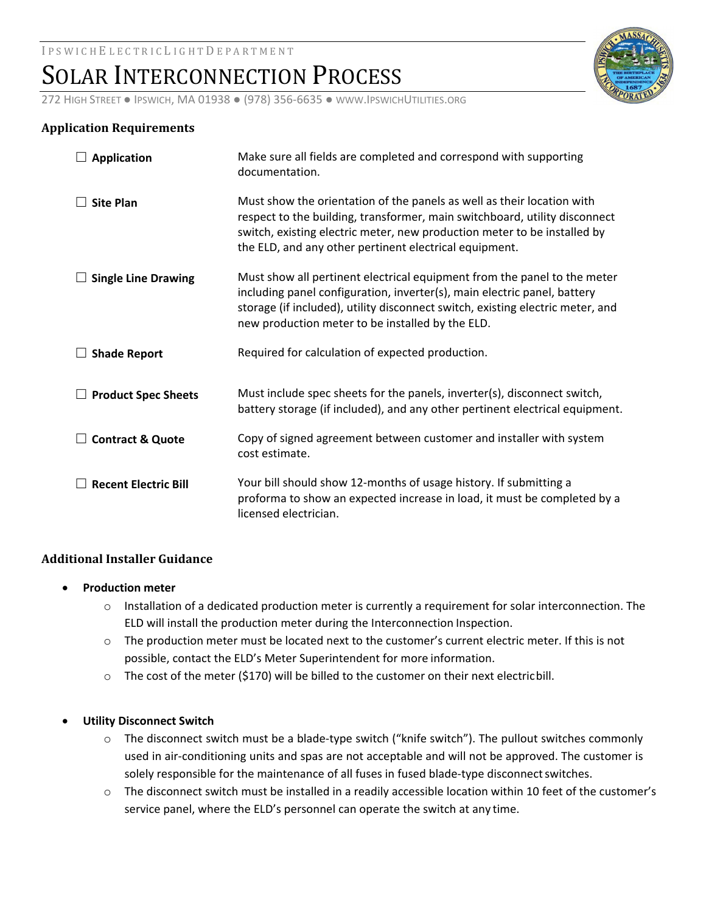IPSWICH ELECTRIC LIGHT DEPARTMENT

# SOLAR INTERCONNECTION PROCESS

272 HIGH STREET ● IPSWICH, MA 01938 ● (978) 356-6635 ● WWW.IPSWICHUTILITIES.ORG

### Application Requirements

| | |
|---|---|
| ☐ **Application** | Make sure all fields are completed and correspond with supporting documentation. |
| ☐ **Site Plan** | Must show the orientation of the panels as well as their location with respect to the building, transformer, main switchboard, utility disconnect switch, existing electric meter, new production meter to be installed by the ELD, and any other pertinent electrical equipment. |
| ☐ **Single Line Drawing** | Must show all pertinent electrical equipment from the panel to the meter including panel configuration, inverter(s), main electric panel, battery storage (if included), utility disconnect switch, existing electric meter, and new production meter to be installed by the ELD. |
| ☐ **Shade Report** | Required for calculation of expected production. |
| ☐ **Product Spec Sheets** | Must include spec sheets for the panels, inverter(s), disconnect switch, battery storage (if included), and any other pertinent electrical equipment. |
| ☐ **Contract & Quote** | Copy of signed agreement between customer and installer with system cost estimate. |
| ☐ **Recent Electric Bill** | Your bill should show 12-months of usage history. If submitting a proforma to show an expected increase in load, it must be completed by a licensed electrician. |

### Additional Installer Guidance

- **Production meter**
  - Installation of a dedicated production meter is currently a requirement for solar interconnection. The ELD will install the production meter during the Interconnection Inspection.
  - The production meter must be located next to the customer's current electric meter. If this is not possible, contact the ELD's Meter Superintendent for more information.
  - The cost of the meter ($170) will be billed to the customer on their next electric bill.

- **Utility Disconnect Switch**
  - The disconnect switch must be a blade-type switch ("knife switch"). The pullout switches commonly used in air-conditioning units and spas are not acceptable and will not be approved. The customer is solely responsible for the maintenance of all fuses in fused blade-type disconnect switches.
  - The disconnect switch must be installed in a readily accessible location within 10 feet of the customer's service panel, where the ELD's personnel can operate the switch at any time.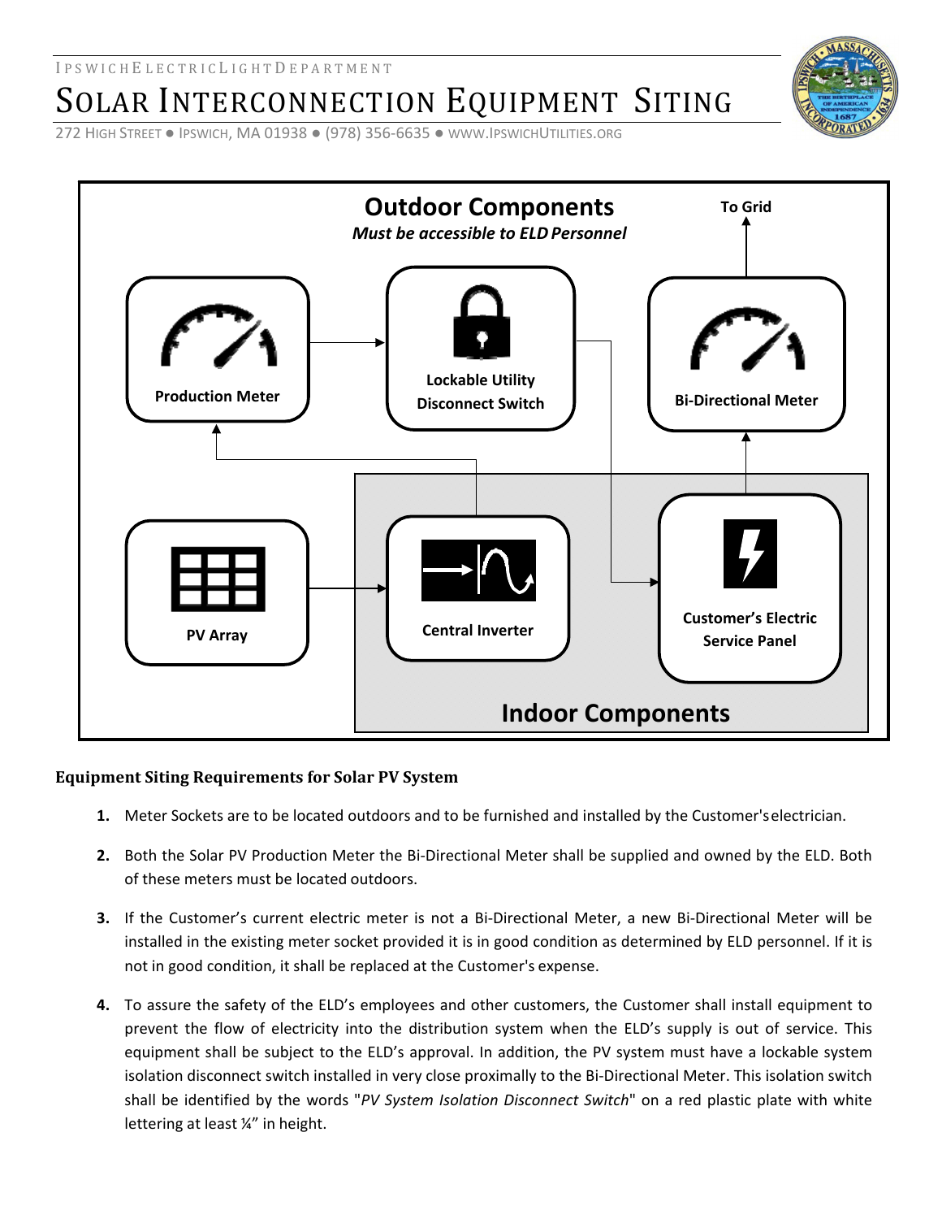IPSWICH ELECTRIC LIGHT DEPARTMENT

# SOLAR INTERCONNECTION EQUIPMENT SITING

272 HIGH STREET ● IPSWICH, MA 01938 ● (978) 356-6635 ● WWW.IPSWICHUTILITIES.ORG

**Outdoor Components**
*Must be accessible to ELD Personnel*

To Grid

Production Meter

Lockable Utility Disconnect Switch

Bi-Directional Meter

PV Array

Central Inverter

Customer's Electric Service Panel

**Indoor Components**

### Equipment Siting Requirements for Solar PV System

1. Meter Sockets are to be located outdoors and to be furnished and installed by the Customer's electrician.

2. Both the Solar PV Production Meter the Bi-Directional Meter shall be supplied and owned by the ELD. Both of these meters must be located outdoors.

3. If the Customer's current electric meter is not a Bi-Directional Meter, a new Bi-Directional Meter will be installed in the existing meter socket provided it is in good condition as determined by ELD personnel. If it is not in good condition, it shall be replaced at the Customer's expense.

4. To assure the safety of the ELD's employees and other customers, the Customer shall install equipment to prevent the flow of electricity into the distribution system when the ELD's supply is out of service. This equipment shall be subject to the ELD's approval. In addition, the PV system must have a lockable system isolation disconnect switch installed in very close proximally to the Bi-Directional Meter. This isolation switch shall be identified by the words "*PV System Isolation Disconnect Switch*" on a red plastic plate with white lettering at least ¼" in height.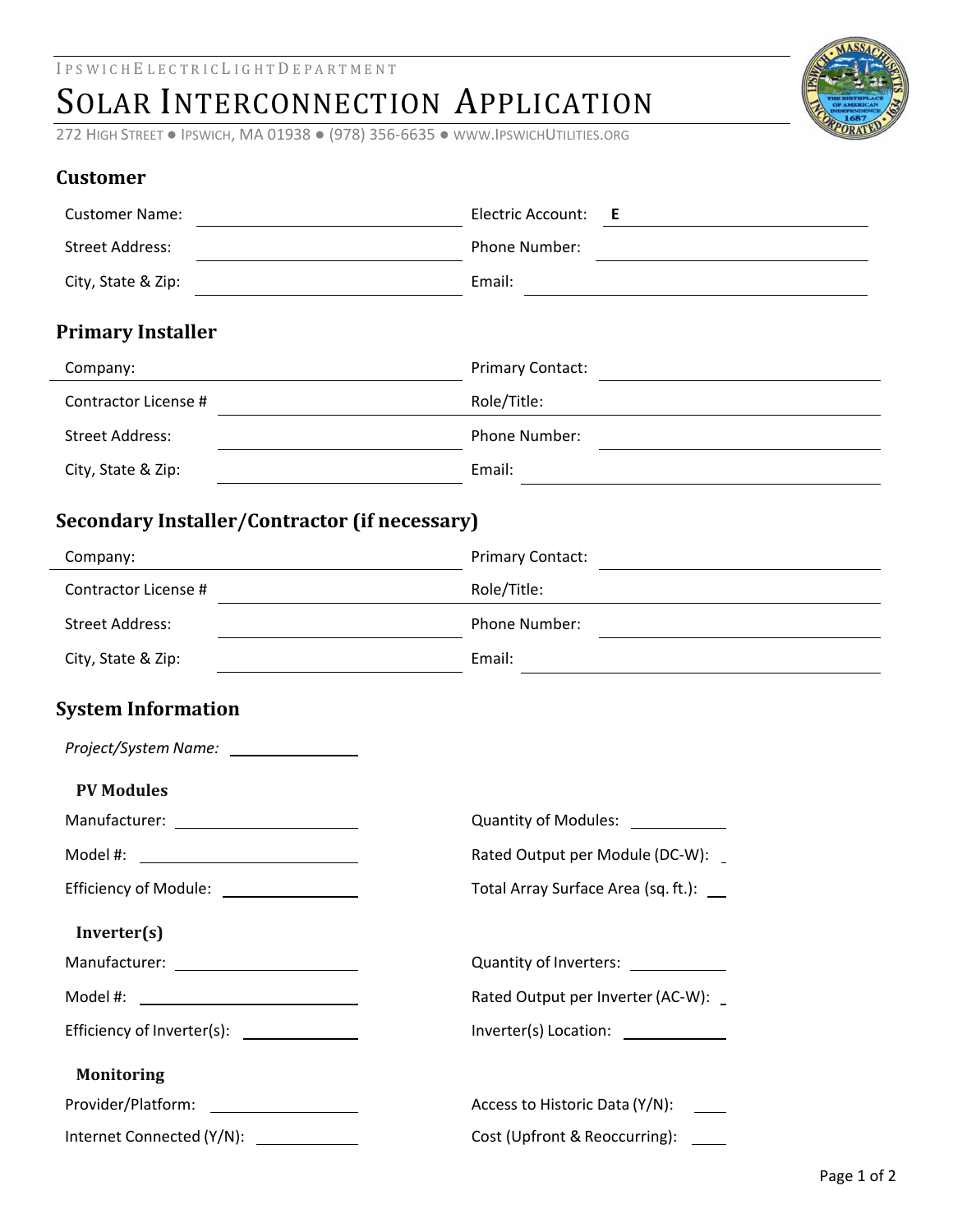IPSWICH ELECTRIC LIGHT DEPARTMENT

# SOLAR INTERCONNECTION APPLICATION

272 HIGH STREET ● IPSWICH, MA 01938 ● (978) 356-6635 ● WWW.IPSWICHUTILITIES.ORG

## Customer

Customer Name: ____________________

Electric Account: E ____________________

Street Address: ____________________

Phone Number: ____________________

City, State & Zip: ____________________

Email: ____________________

## Primary Installer

Company: ____________________

Primary Contact: ____________________

Contractor License # ____________________

Role/Title: ____________________

Street Address: ____________________

Phone Number: ____________________

City, State & Zip: ____________________

Email: ____________________

## Secondary Installer/Contractor (if necessary)

Company: ____________________

Primary Contact: ____________________

Contractor License # ____________________

Role/Title: ____________________

Street Address: ____________________

Phone Number: ____________________

City, State & Zip: ____________________

Email: ____________________

## System Information

*Project/System Name:* ____________________

### PV Modules

Manufacturer: ____________________

Quantity of Modules: ____________________

Model #: ____________________

Rated Output per Module (DC-W): ____________________

Efficiency of Module: ____________________

Total Array Surface Area (sq. ft.): ____________________

### Inverter(s)

Manufacturer: ____________________

Quantity of Inverters: ____________________

Model #: ____________________

Rated Output per Inverter (AC-W): ____________________

Efficiency of Inverter(s): ____________________

Inverter(s) Location: ____________________

### Monitoring

Provider/Platform: ____________________

Access to Historic Data (Y/N): ____________________

Internet Connected (Y/N): ____________________

Cost (Upfront & Reoccurring): ____________________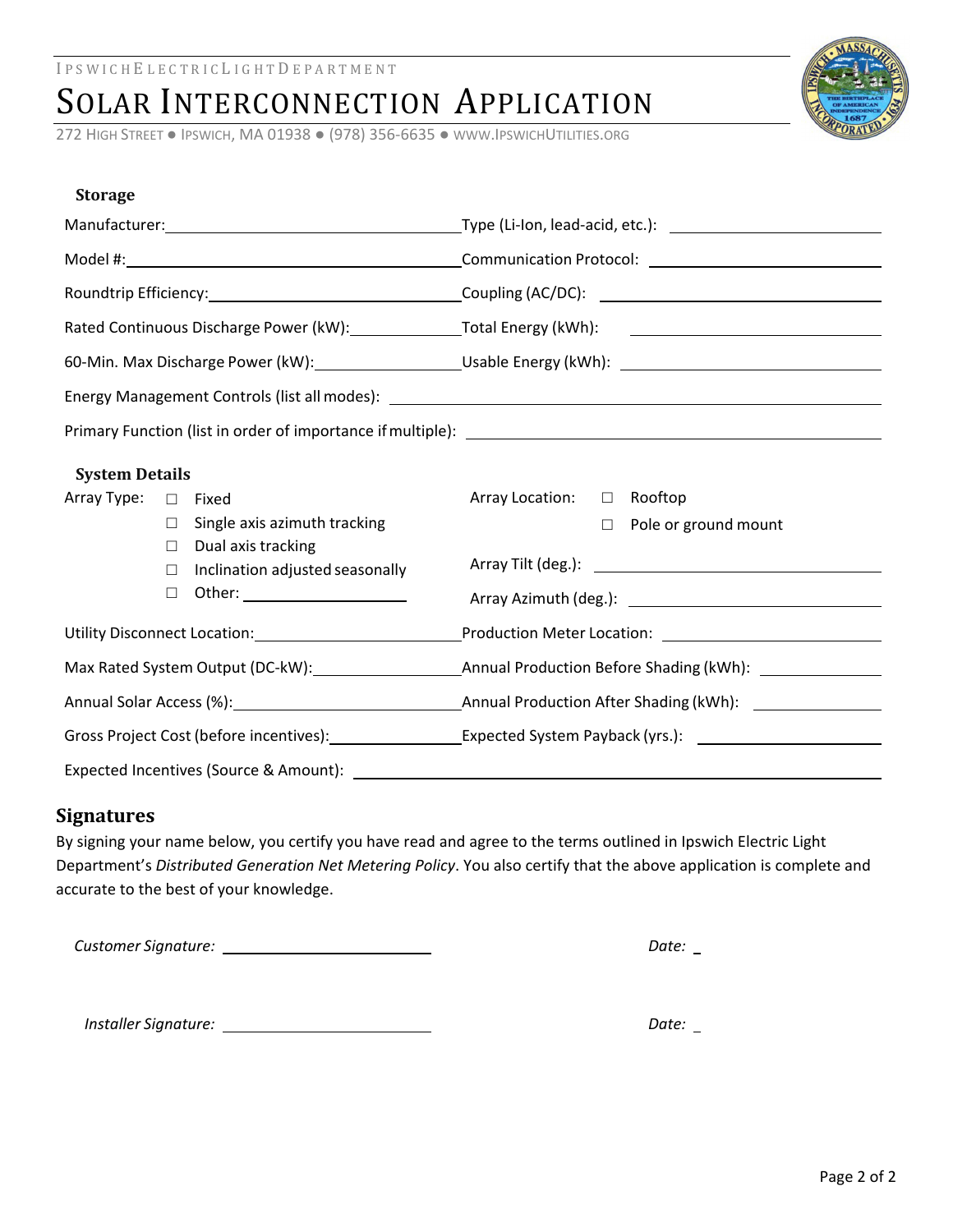IPSWICH ELECTRIC LIGHT DEPARTMENT

# SOLAR INTERCONNECTION APPLICATION

272 HIGH STREET ● IPSWICH, MA 01938 ● (978) 356-6635 ● WWW.IPSWICHUTILITIES.ORG

### Storage

Manufacturer: \_\_\_\_\_\_\_\_\_\_ Type (Li-Ion, lead-acid, etc.): \_\_\_\_\_\_\_\_\_\_

Model #: \_\_\_\_\_\_\_\_\_\_ Communication Protocol: \_\_\_\_\_\_\_\_\_\_

Roundtrip Efficiency: \_\_\_\_\_\_\_\_\_\_ Coupling (AC/DC): \_\_\_\_\_\_\_\_\_\_

Rated Continuous Discharge Power (kW): \_\_\_\_\_\_\_\_\_\_ Total Energy (kWh): \_\_\_\_\_\_\_\_\_\_

60-Min. Max Discharge Power (kW): \_\_\_\_\_\_\_\_\_\_ Usable Energy (kWh): \_\_\_\_\_\_\_\_\_\_

Energy Management Controls (list all modes): \_\_\_\_\_\_\_\_\_\_

Primary Function (list in order of importance if multiple): \_\_\_\_\_\_\_\_\_\_

### System Details

Array Type:
- ☐ Fixed
- ☐ Single axis azimuth tracking
- ☐ Dual axis tracking
- ☐ Inclination adjusted seasonally
- ☐ Other: \_\_\_\_\_\_\_\_\_\_

Array Location:
- ☐ Rooftop
- ☐ Pole or ground mount

Array Tilt (deg.): \_\_\_\_\_\_\_\_\_\_

Array Azimuth (deg.): \_\_\_\_\_\_\_\_\_\_

Utility Disconnect Location: \_\_\_\_\_\_\_\_\_\_ Production Meter Location: \_\_\_\_\_\_\_\_\_\_

Max Rated System Output (DC-kW): \_\_\_\_\_\_\_\_\_\_ Annual Production Before Shading (kWh): \_\_\_\_\_\_\_\_\_\_

Annual Solar Access (%): \_\_\_\_\_\_\_\_\_\_ Annual Production After Shading (kWh): \_\_\_\_\_\_\_\_\_\_

Gross Project Cost (before incentives): \_\_\_\_\_\_\_\_\_\_ Expected System Payback (yrs.): \_\_\_\_\_\_\_\_\_\_

Expected Incentives (Source & Amount): \_\_\_\_\_\_\_\_\_\_

## Signatures

By signing your name below, you certify you have read and agree to the terms outlined in Ipswich Electric Light Department's *Distributed Generation Net Metering Policy*. You also certify that the above application is complete and accurate to the best of your knowledge.

*Customer Signature:* \_\_\_\_\_\_\_\_\_\_ *Date:* \_\_\_\_\_\_\_\_\_\_

*Installer Signature:* \_\_\_\_\_\_\_\_\_\_ *Date:* \_\_\_\_\_\_\_\_\_\_